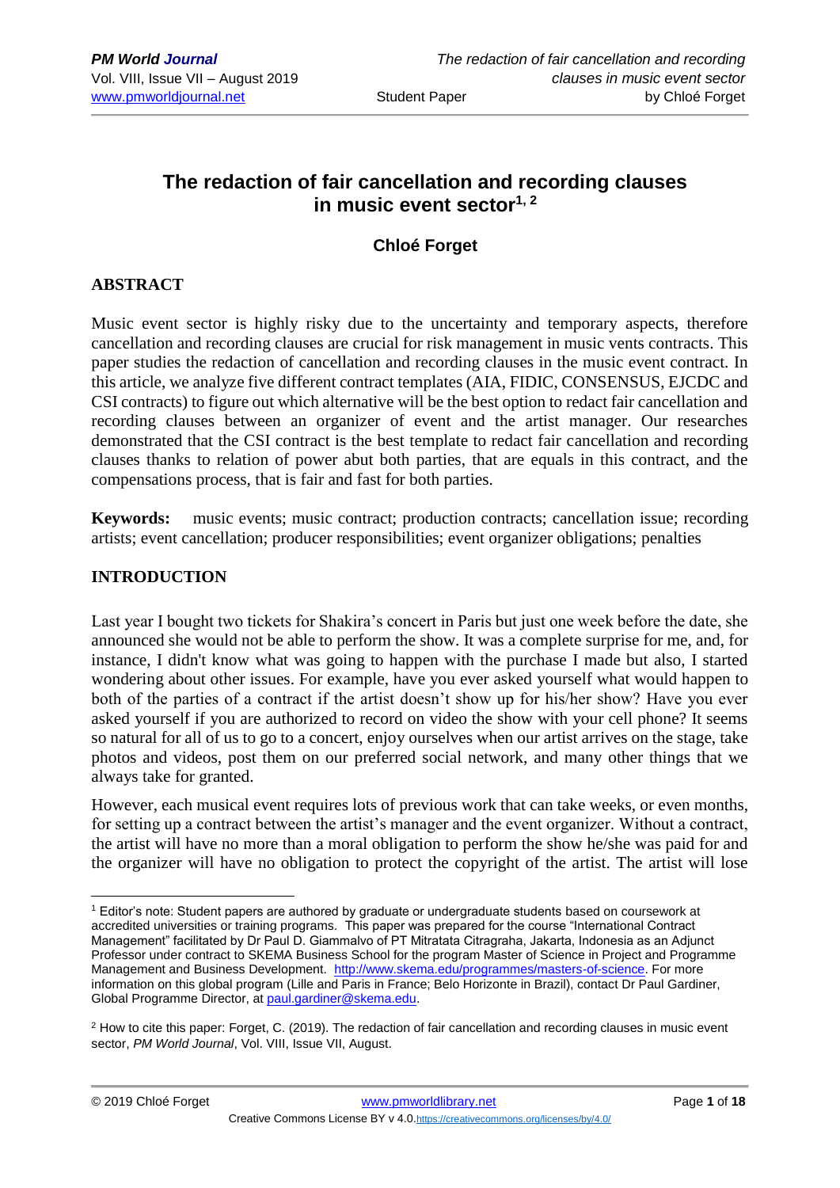# The redaction of fair cancellation and recording clauses in music event sector[1, 2]

## Chloé Forget

## ABSTRACT

Music event sector is highly risky due to the uncertainty and temporary aspects, therefore cancellation and recording clauses are crucial for risk management in music vents contracts. This paper studies the redaction of cancellation and recording clauses in the music event contract. In this article, we analyze five different contract templates (AIA, FIDIC, CONSENSUS, EJCDC and CSI contracts) to figure out which alternative will be the best option to redact fair cancellation and recording clauses between an organizer of event and the artist manager. Our researches demonstrated that the CSI contract is the best template to redact fair cancellation and recording clauses thanks to relation of power abut both parties, that are equals in this contract, and the compensations process, that is fair and fast for both parties.

**Keywords:** music events; music contract; production contracts; cancellation issue; recording artists; event cancellation; producer responsibilities; event organizer obligations; penalties

## INTRODUCTION

Last year I bought two tickets for Shakira's concert in Paris but just one week before the date, she announced she would not be able to perform the show. It was a complete surprise for me, and, for instance, I didn't know what was going to happen with the purchase I made but also, I started wondering about other issues. For example, have you ever asked yourself what would happen to both of the parties of a contract if the artist doesn't show up for his/her show? Have you ever asked yourself if you are authorized to record on video the show with your cell phone? It seems so natural for all of us to go to a concert, enjoy ourselves when our artist arrives on the stage, take photos and videos, post them on our preferred social network, and many other things that we always take for granted.

However, each musical event requires lots of previous work that can take weeks, or even months, for setting up a contract between the artist's manager and the event organizer. Without a contract, the artist will have no more than a moral obligation to perform the show he/she was paid for and the organizer will have no obligation to protect the copyright of the artist. The artist will lose

---

[1] Editor's note: Student papers are authored by graduate or undergraduate students based on coursework at accredited universities or training programs. This paper was prepared for the course "International Contract Management" facilitated by Dr Paul D. Giammalvo of PT Mitratata Citragraha, Jakarta, Indonesia as an Adjunct Professor under contract to SKEMA Business School for the program Master of Science in Project and Programme Management and Business Development. http://www.skema.edu/programmes/masters-of-science. For more information on this global program (Lille and Paris in France; Belo Horizonte in Brazil), contact Dr Paul Gardiner, Global Programme Director, at paul.gardiner@skema.edu.

[2] How to cite this paper: Forget, C. (2019). The redaction of fair cancellation and recording clauses in music event sector, *PM World Journal*, Vol. VIII, Issue VII, August.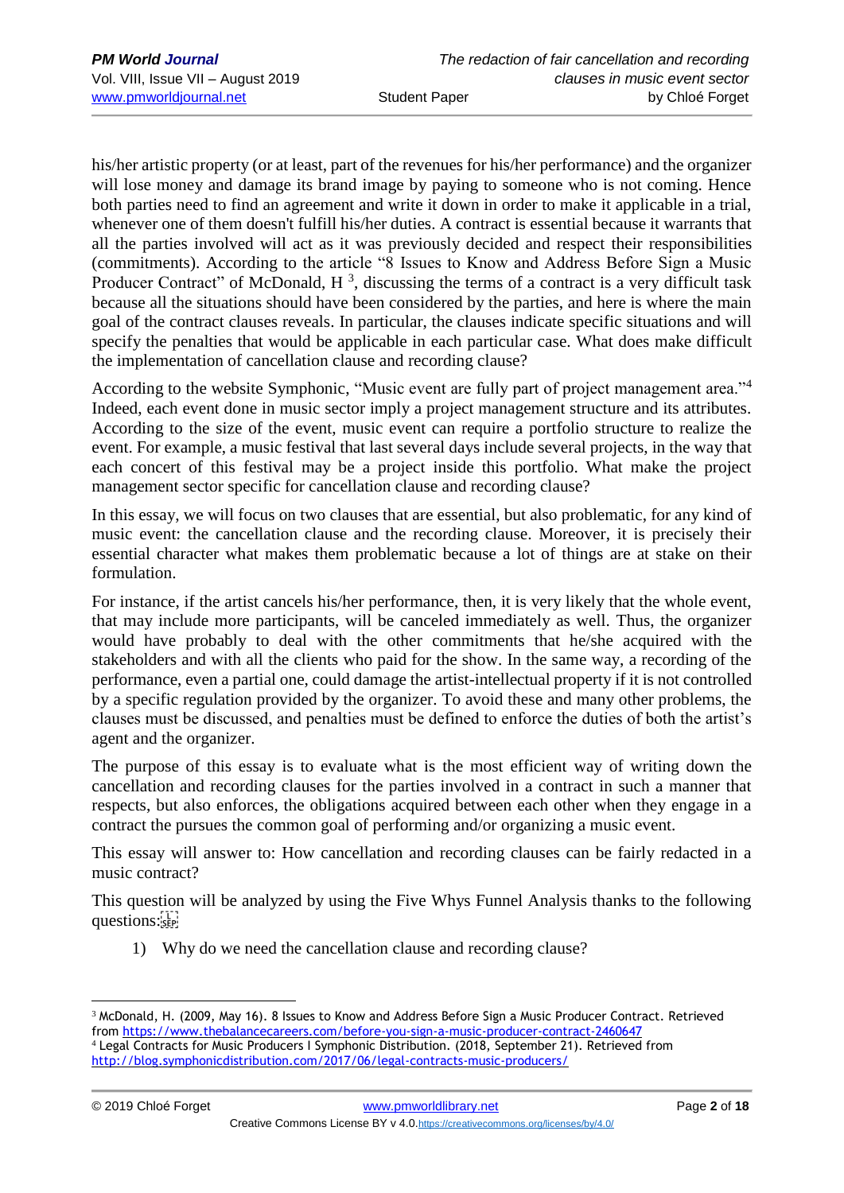his/her artistic property (or at least, part of the revenues for his/her performance) and the organizer will lose money and damage its brand image by paying to someone who is not coming. Hence both parties need to find an agreement and write it down in order to make it applicable in a trial, whenever one of them doesn't fulfill his/her duties. A contract is essential because it warrants that all the parties involved will act as it was previously decided and respect their responsibilities (commitments). According to the article "8 Issues to Know and Address Before Sign a Music Producer Contract" of McDonald, H [3], discussing the terms of a contract is a very difficult task because all the situations should have been considered by the parties, and here is where the main goal of the contract clauses reveals. In particular, the clauses indicate specific situations and will specify the penalties that would be applicable in each particular case. What does make difficult the implementation of cancellation clause and recording clause?

According to the website Symphonic, "Music event are fully part of project management area."[4] Indeed, each event done in music sector imply a project management structure and its attributes. According to the size of the event, music event can require a portfolio structure to realize the event. For example, a music festival that last several days include several projects, in the way that each concert of this festival may be a project inside this portfolio. What make the project management sector specific for cancellation clause and recording clause?

In this essay, we will focus on two clauses that are essential, but also problematic, for any kind of music event: the cancellation clause and the recording clause. Moreover, it is precisely their essential character what makes them problematic because a lot of things are at stake on their formulation.

For instance, if the artist cancels his/her performance, then, it is very likely that the whole event, that may include more participants, will be canceled immediately as well. Thus, the organizer would have probably to deal with the other commitments that he/she acquired with the stakeholders and with all the clients who paid for the show. In the same way, a recording of the performance, even a partial one, could damage the artist-intellectual property if it is not controlled by a specific regulation provided by the organizer. To avoid these and many other problems, the clauses must be discussed, and penalties must be defined to enforce the duties of both the artist's agent and the organizer.

The purpose of this essay is to evaluate what is the most efficient way of writing down the cancellation and recording clauses for the parties involved in a contract in such a manner that respects, but also enforces, the obligations acquired between each other when they engage in a contract the pursues the common goal of performing and/or organizing a music event.

This essay will answer to: How cancellation and recording clauses can be fairly redacted in a music contract?

This question will be analyzed by using the Five Whys Funnel Analysis thanks to the following questions:

1) Why do we need the cancellation clause and recording clause?

---

[3] McDonald, H. (2009, May 16). 8 Issues to Know and Address Before Sign a Music Producer Contract. Retrieved from https://www.thebalancecareers.com/before-you-sign-a-music-producer-contract-2460647

[4] Legal Contracts for Music Producers I Symphonic Distribution. (2018, September 21). Retrieved from http://blog.symphonicdistribution.com/2017/06/legal-contracts-music-producers/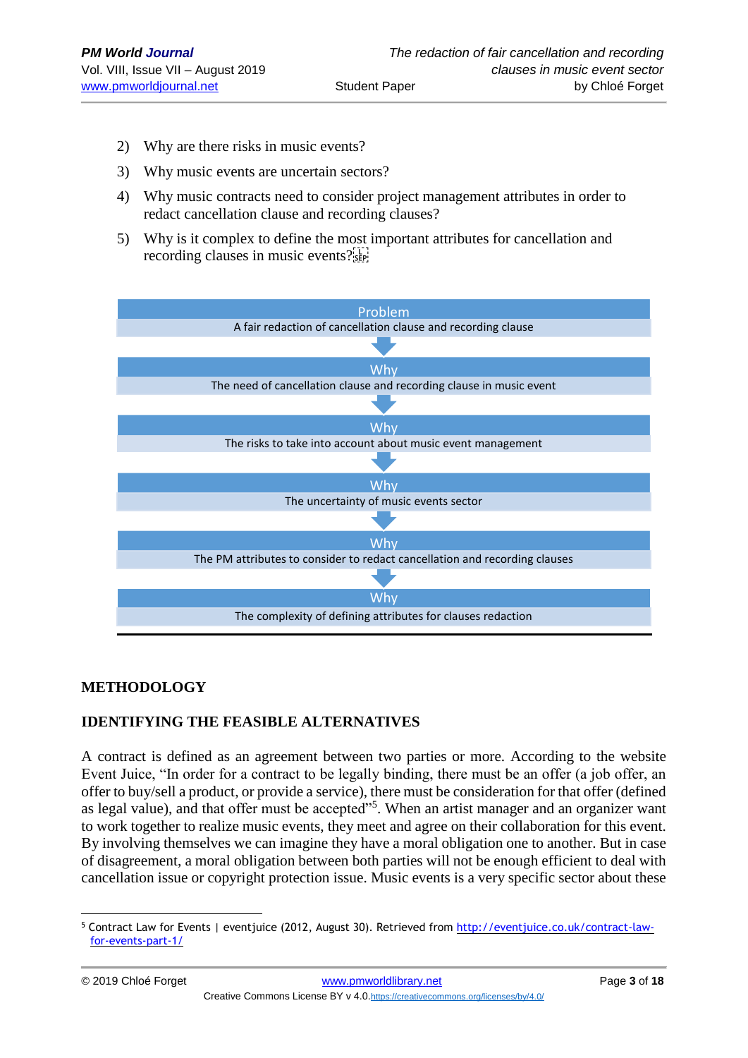2) Why are there risks in music events?
3) Why music events are uncertain sectors?
4) Why music contracts need to consider project management attributes in order to redact cancellation clause and recording clauses?
5) Why is it complex to define the most important attributes for cancellation and recording clauses in music events?

**Problem**
A fair redaction of cancellation clause and recording clause

↓

**Why**
The need of cancellation clause and recording clause in music event

↓

**Why**
The risks to take into account about music event management

↓

**Why**
The uncertainty of music events sector

↓

**Why**
The PM attributes to consider to redact cancellation and recording clauses

↓

**Why**
The complexity of defining attributes for clauses redaction

## METHODOLOGY

### IDENTIFYING THE FEASIBLE ALTERNATIVES

A contract is defined as an agreement between two parties or more. According to the website Event Juice, "In order for a contract to be legally binding, there must be an offer (a job offer, an offer to buy/sell a product, or provide a service), there must be consideration for that offer (defined as legal value), and that offer must be accepted"[5]. When an artist manager and an organizer want to work together to realize music events, they meet and agree on their collaboration for this event. By involving themselves we can imagine they have a moral obligation one to another. But in case of disagreement, a moral obligation between both parties will not be enough efficient to deal with cancellation issue or copyright protection issue. Music events is a very specific sector about these

[5] Contract Law for Events | eventjuice (2012, August 30). Retrieved from http://eventjuice.co.uk/contract-law-for-events-part-1/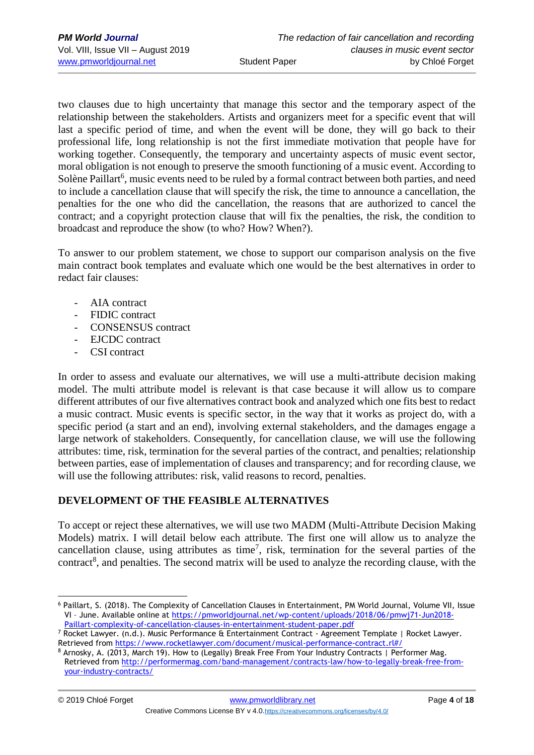two clauses due to high uncertainty that manage this sector and the temporary aspect of the relationship between the stakeholders. Artists and organizers meet for a specific event that will last a specific period of time, and when the event will be done, they will go back to their professional life, long relationship is not the first immediate motivation that people have for working together. Consequently, the temporary and uncertainty aspects of music event sector, moral obligation is not enough to preserve the smooth functioning of a music event. According to Solène Paillart[6], music events need to be ruled by a formal contract between both parties, and need to include a cancellation clause that will specify the risk, the time to announce a cancellation, the penalties for the one who did the cancellation, the reasons that are authorized to cancel the contract; and a copyright protection clause that will fix the penalties, the risk, the condition to broadcast and reproduce the show (to who? How? When?).

To answer to our problem statement, we chose to support our comparison analysis on the five main contract book templates and evaluate which one would be the best alternatives in order to redact fair clauses:

- AIA contract
- FIDIC contract
- CONSENSUS contract
- EJCDC contract
- CSI contract

In order to assess and evaluate our alternatives, we will use a multi-attribute decision making model. The multi attribute model is relevant is that case because it will allow us to compare different attributes of our five alternatives contract book and analyzed which one fits best to redact a music contract. Music events is specific sector, in the way that it works as project do, with a specific period (a start and an end), involving external stakeholders, and the damages engage a large network of stakeholders. Consequently, for cancellation clause, we will use the following attributes: time, risk, termination for the several parties of the contract, and penalties; relationship between parties, ease of implementation of clauses and transparency; and for recording clause, we will use the following attributes: risk, valid reasons to record, penalties.

## DEVELOPMENT OF THE FEASIBLE ALTERNATIVES

To accept or reject these alternatives, we will use two MADM (Multi-Attribute Decision Making Models) matrix. I will detail below each attribute. The first one will allow us to analyze the cancellation clause, using attributes as time[7], risk, termination for the several parties of the contract[8], and penalties. The second matrix will be used to analyze the recording clause, with the

---

[6] Paillart, S. (2018). The Complexity of Cancellation Clauses in Entertainment, PM World Journal, Volume VII, Issue VI – June. Available online at https://pmworldjournal.net/wp-content/uploads/2018/06/pmwj71-Jun2018-Paillart-complexity-of-cancellation-clauses-in-entertainment-student-paper.pdf

[7] Rocket Lawyer. (n.d.). Music Performance & Entertainment Contract - Agreement Template | Rocket Lawyer. Retrieved from https://www.rocketlawyer.com/document/musical-performance-contract.rl#/

[8] Arnosky, A. (2013, March 19). How to (Legally) Break Free From Your Industry Contracts | Performer Mag. Retrieved from http://performermag.com/band-management/contracts-law/how-to-legally-break-free-from-your-industry-contracts/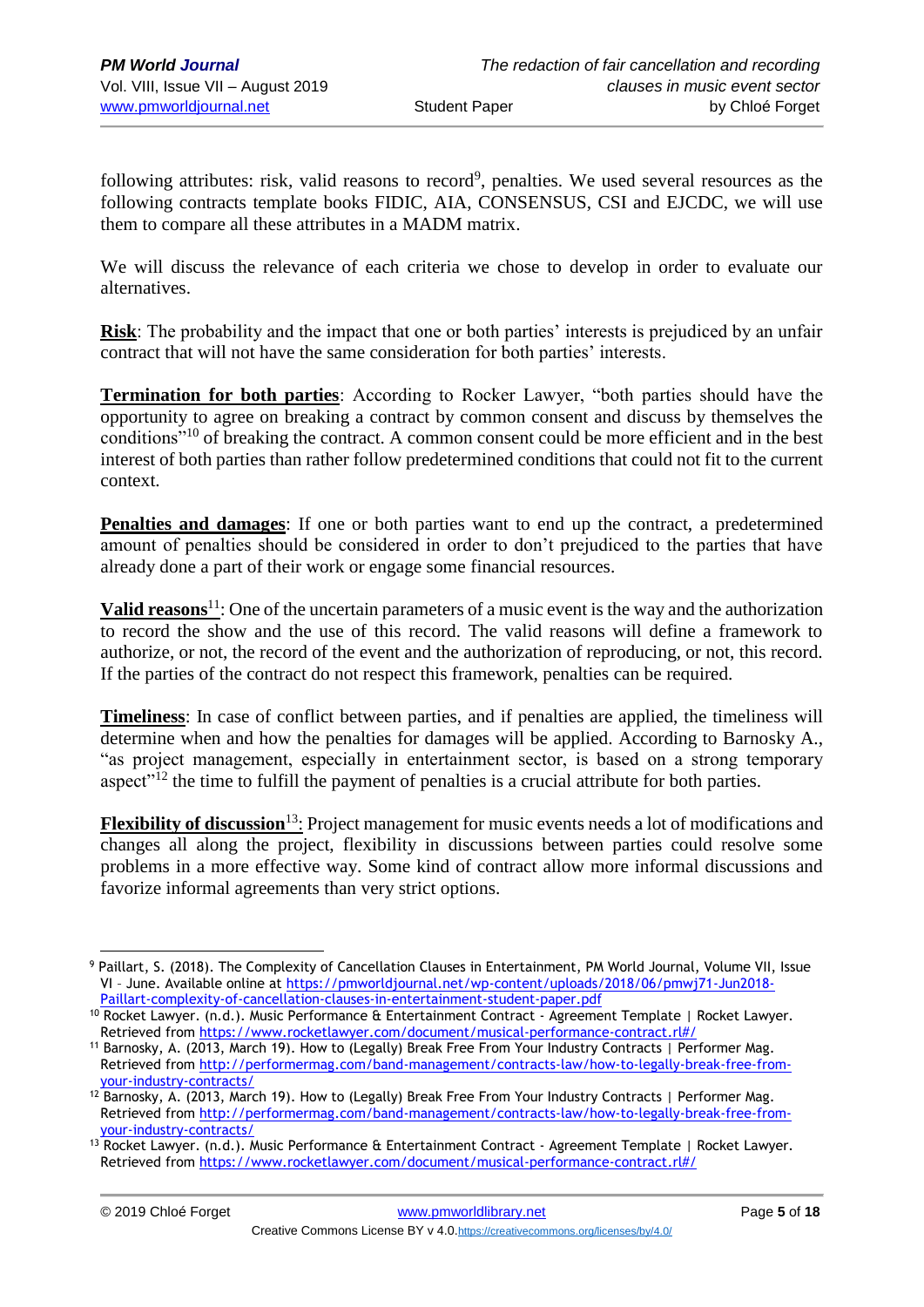following attributes: risk, valid reasons to record[9], penalties. We used several resources as the following contracts template books FIDIC, AIA, CONSENSUS, CSI and EJCDC, we will use them to compare all these attributes in a MADM matrix.

We will discuss the relevance of each criteria we chose to develop in order to evaluate our alternatives.

**Risk**: The probability and the impact that one or both parties' interests is prejudiced by an unfair contract that will not have the same consideration for both parties' interests.

**Termination for both parties**: According to Rocker Lawyer, "both parties should have the opportunity to agree on breaking a contract by common consent and discuss by themselves the conditions"[10] of breaking the contract. A common consent could be more efficient and in the best interest of both parties than rather follow predetermined conditions that could not fit to the current context.

**Penalties and damages**: If one or both parties want to end up the contract, a predetermined amount of penalties should be considered in order to don't prejudiced to the parties that have already done a part of their work or engage some financial resources.

**Valid reasons**[11]: One of the uncertain parameters of a music event is the way and the authorization to record the show and the use of this record. The valid reasons will define a framework to authorize, or not, the record of the event and the authorization of reproducing, or not, this record. If the parties of the contract do not respect this framework, penalties can be required.

**Timeliness**: In case of conflict between parties, and if penalties are applied, the timeliness will determine when and how the penalties for damages will be applied. According to Barnosky A., "as project management, especially in entertainment sector, is based on a strong temporary aspect"[12] the time to fulfill the payment of penalties is a crucial attribute for both parties.

**Flexibility of discussion**[13]: Project management for music events needs a lot of modifications and changes all along the project, flexibility in discussions between parties could resolve some problems in a more effective way. Some kind of contract allow more informal discussions and favorize informal agreements than very strict options.

---

[9] Paillart, S. (2018). The Complexity of Cancellation Clauses in Entertainment, PM World Journal, Volume VII, Issue VI – June. Available online at https://pmworldjournal.net/wp-content/uploads/2018/06/pmwj71-Jun2018-Paillart-complexity-of-cancellation-clauses-in-entertainment-student-paper.pdf

[10] Rocket Lawyer. (n.d.). Music Performance & Entertainment Contract - Agreement Template | Rocket Lawyer. Retrieved from https://www.rocketlawyer.com/document/musical-performance-contract.rl#/

[11] Barnosky, A. (2013, March 19). How to (Legally) Break Free From Your Industry Contracts | Performer Mag. Retrieved from http://performermag.com/band-management/contracts-law/how-to-legally-break-free-from-your-industry-contracts/

[12] Barnosky, A. (2013, March 19). How to (Legally) Break Free From Your Industry Contracts | Performer Mag. Retrieved from http://performermag.com/band-management/contracts-law/how-to-legally-break-free-from-your-industry-contracts/

[13] Rocket Lawyer. (n.d.). Music Performance & Entertainment Contract - Agreement Template | Rocket Lawyer. Retrieved from https://www.rocketlawyer.com/document/musical-performance-contract.rl#/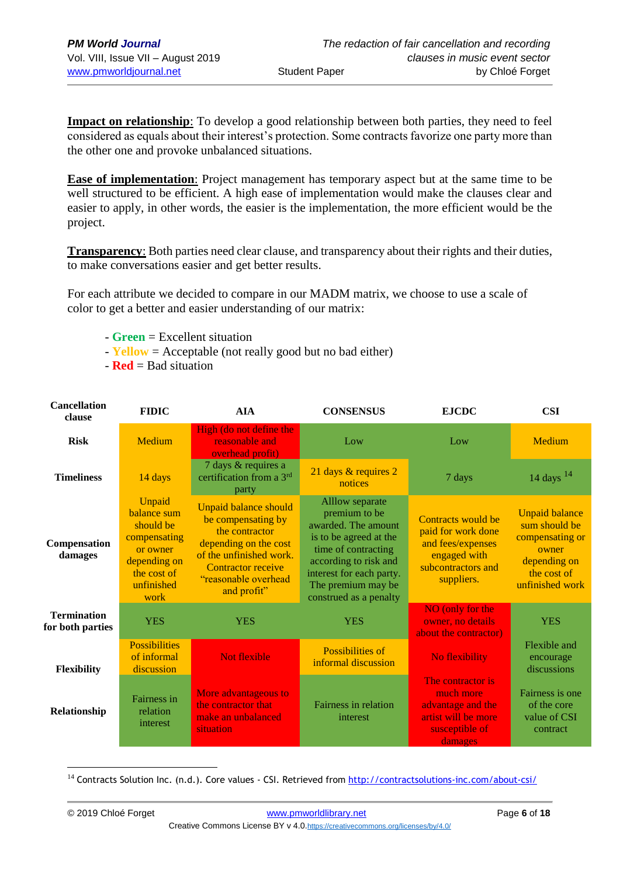**Impact on relationship**: To develop a good relationship between both parties, they need to feel considered as equals about their interest's protection. Some contracts favorize one party more than the other one and provoke unbalanced situations.

**Ease of implementation**: Project management has temporary aspect but at the same time to be well structured to be efficient. A high ease of implementation would make the clauses clear and easier to apply, in other words, the easier is the implementation, the more efficient would be the project.

**Transparency**: Both parties need clear clause, and transparency about their rights and their duties, to make conversations easier and get better results.

For each attribute we decided to compare in our MADM matrix, we choose to use a scale of color to get a better and easier understanding of our matrix:

- Green = Excellent situation
- Yellow = Acceptable (not really good but no bad either)
- Red = Bad situation

| Cancellation clause | FIDIC | AIA | CONSENSUS | EJCDC | CSI |
|---|---|---|---|---|---|
| **Risk** | Medium | High (do not define the reasonable and overhead profit) | Low | Low | Medium |
| **Timeliness** | 14 days | 7 days & requires a certification from a 3rd party | 21 days & requires 2 notices | 7 days | 14 days [14] |
| **Compensation damages** | Unpaid balance sum should be compensating or owner depending on the cost of unfinished work | Unpaid balance should be compensating by the contractor depending on the cost of the unfinished work. Contractor receive "reasonable overhead and profit" | Alllow separate premium to be awarded. The amount is to be agreed at the time of contracting according to risk and interest for each party. The premium may be construed as a penalty | Contracts would be paid for work done and fees/expenses engaged with subcontractors and suppliers. | Unpaid balance sum should be compensating or owner depending on the cost of unfinished work |
| **Termination for both parties** | YES | YES | YES | NO (only for the owner, no details about the contractor) | YES |
| **Flexibility** | Possibilities of informal discussion | Not flexible | Possibilities of informal discussion | No flexibility | Flexible and encourage discussions |
| **Relationship** | Fairness in relation interest | More advantageous to the contractor that make an unbalanced situation | Fairness in relation interest | The contractor is much more advantage and the artist will be more susceptible of damages | Fairness is one of the core value of CSI contract |

[14] Contracts Solution Inc. (n.d.). Core values - CSI. Retrieved from http://contractsolutions-inc.com/about-csi/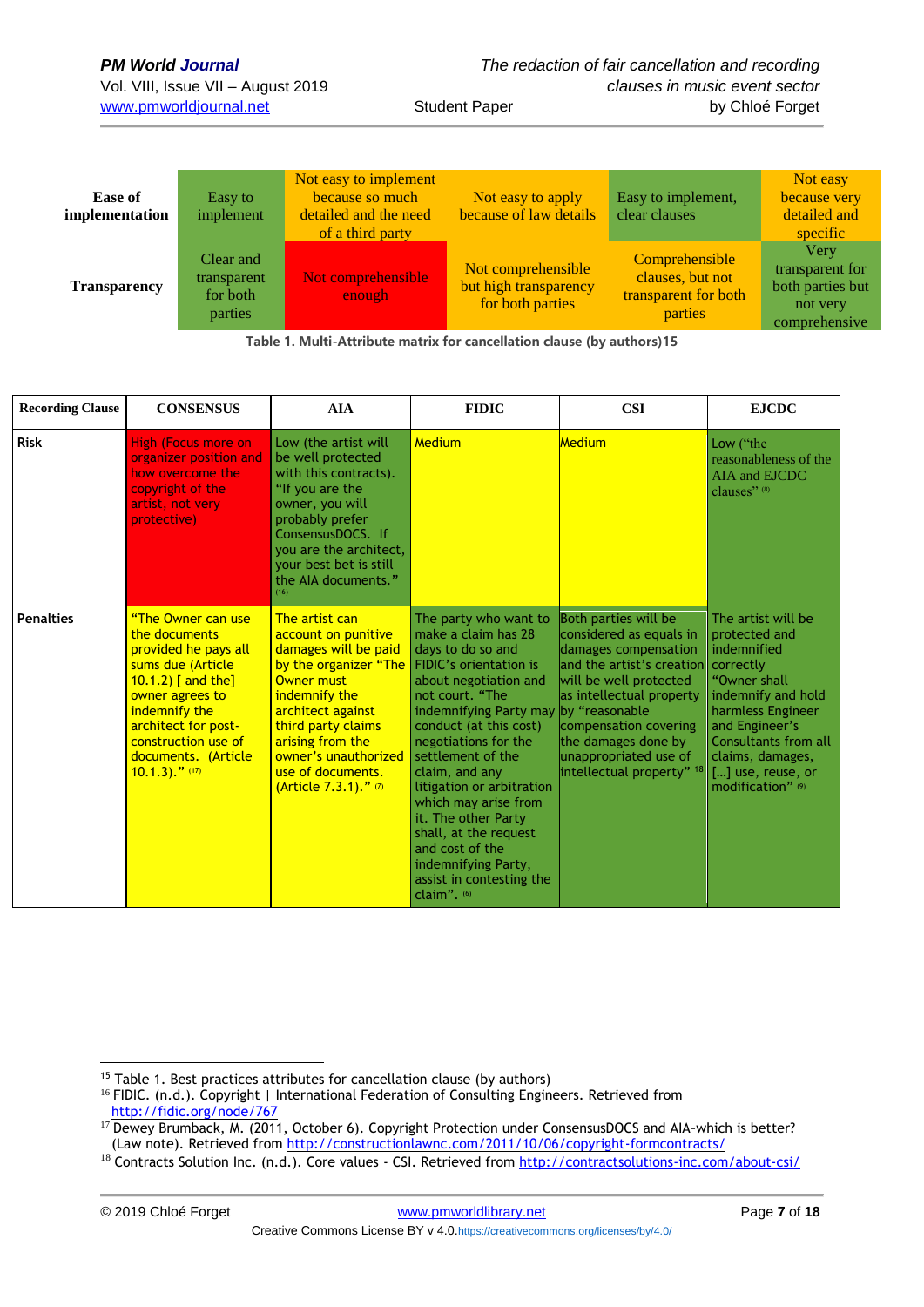| Ease of implementation | Easy to implement | Not easy to implement because so much detailed and the need of a third party | Not easy to apply because of law details | Easy to implement, clear clauses | Not easy because very detailed and specific |
|---|---|---|---|---|---|
| Transparency | Clear and transparent for both parties | Not comprehensible enough | Not comprehensible but high transparency for both parties | Comprehensible clauses, but not transparent for both parties | Very transparent for both parties but not very comprehensive |

Table 1. Multi-Attribute matrix for cancellation clause (by authors)[15]

| Recording Clause | CONSENSUS | AIA | FIDIC | CSI | EJCDC |
|---|---|---|---|---|---|
| Risk | High (Focus more on organizer position and how overcome the copyright of the artist, not very protective) | Low (the artist will be well protected with this contracts). "If you are the owner, you will probably prefer ConsensusDOCS. If you are the architect, your best bet is still the AIA documents." [16] | Medium | Medium | Low ("the reasonableness of the AIA and EJCDC clauses" [8] |
| Penalties | "The Owner can use the documents provided he pays all sums due (Article 10.1.2) [ and the] owner agrees to indemnify the architect for post-construction use of documents. (Article 10.1.3)." [17] | The artist can account on punitive damages will be paid by the organizer "The Owner must indemnify the architect against third party claims arising from the owner's unauthorized use of documents. (Article 7.3.1)." [7] | The party who want to make a claim has 28 days to do so and FIDIC's orientation is about negotiation and not court. "The indemnifying Party may conduct (at this cost) negotiations for the settlement of the claim, and any litigation or arbitration which may arise from it. The other Party shall, at the request and cost of the indemnifying Party, assist in contesting the claim". [6] | Both parties will be considered as equals in damages compensation and the artist's creation will be well protected as intellectual property by "reasonable compensation covering the damages done by unappropriated use of intellectual property" [18] | The artist will be protected and indemnified correctly "Owner shall indemnify and hold harmless Engineer and Engineer's Consultants from all claims, damages, […] use, reuse, or modification" [9] |

---

[15] Table 1. Best practices attributes for cancellation clause (by authors)

[16] FIDIC. (n.d.). Copyright | International Federation of Consulting Engineers. Retrieved from http://fidic.org/node/767

[17] Dewey Brumback, M. (2011, October 6). Copyright Protection under ConsensusDOCS and AIA-which is better? (Law note). Retrieved from http://constructionlawnc.com/2011/10/06/copyright-formcontracts/

[18] Contracts Solution Inc. (n.d.). Core values - CSI. Retrieved from http://contractsolutions-inc.com/about-csi/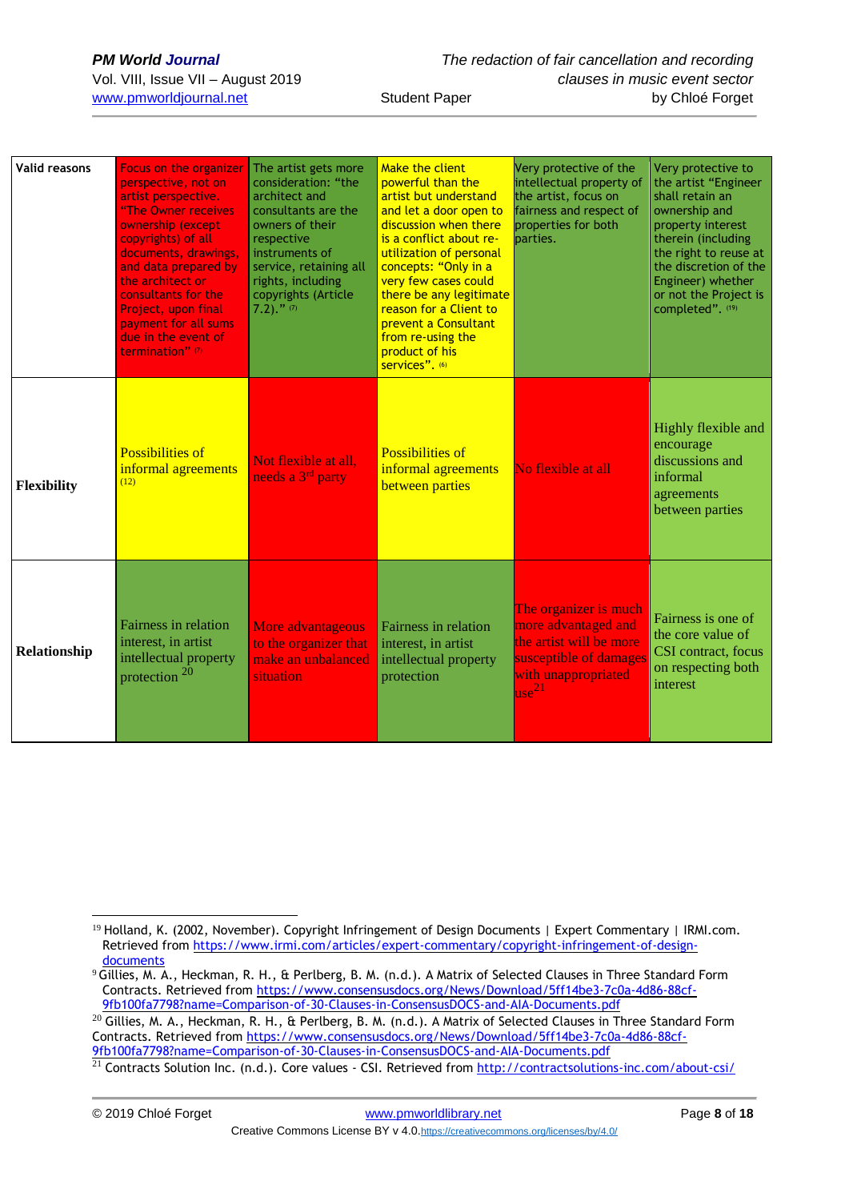| Valid reasons | Focus on the organizer perspective, not on artist perspective. "The Owner receives ownership (except copyrights) of all documents, drawings, and data prepared by the architect or consultants for the Project, upon final payment for all sums due in the event of termination" (7) | The artist gets more consideration: "the architect and consultants are the owners of their respective instruments of service, retaining all rights, including copyrights (Article 7.2)." (7) | Make the client powerful than the artist but understand and let a door open to discussion when there is a conflict about re-utilization of personal concepts: "Only in a very few cases could there be any legitimate reason for a Client to prevent a Consultant from re-using the product of his services". (6) | Very protective of the intellectual property of the artist, focus on fairness and respect of properties for both parties. | Very protective to the artist "Engineer shall retain an ownership and property interest therein (including the right to reuse at the discretion of the Engineer) whether or not the Project is completed". (19) |
|---|---|---|---|---|---|
| **Flexibility** | Possibilities of informal agreements (12) | Not flexible at all, needs a 3rd party | Possibilities of informal agreements between parties | No flexible at all | Highly flexible and encourage discussions and informal agreements between parties |
| **Relationship** | Fairness in relation interest, in artist intellectual property protection [20] | More advantageous to the organizer that make an unbalanced situation | Fairness in relation interest, in artist intellectual property protection | The organizer is much more advantaged and the artist will be more susceptible of damages with unappropriated use[21] | Fairness is one of the core value of CSI contract, focus on respecting both interest |

[19] Holland, K. (2002, November). Copyright Infringement of Design Documents | Expert Commentary | IRMI.com. Retrieved from https://www.irmi.com/articles/expert-commentary/copyright-infringement-of-design-documents

[9] Gillies, M. A., Heckman, R. H., & Perlberg, B. M. (n.d.). A Matrix of Selected Clauses in Three Standard Form Contracts. Retrieved from https://www.consensusdocs.org/News/Download/5ff14be3-7c0a-4d86-88cf-9fb100fa7798?name=Comparison-of-30-Clauses-in-ConsensusDOCS-and-AIA-Documents.pdf

[20] Gillies, M. A., Heckman, R. H., & Perlberg, B. M. (n.d.). A Matrix of Selected Clauses in Three Standard Form Contracts. Retrieved from https://www.consensusdocs.org/News/Download/5ff14be3-7c0a-4d86-88cf-9fb100fa7798?name=Comparison-of-30-Clauses-in-ConsensusDOCS-and-AIA-Documents.pdf

[21] Contracts Solution Inc. (n.d.). Core values - CSI. Retrieved from http://contractsolutions-inc.com/about-csi/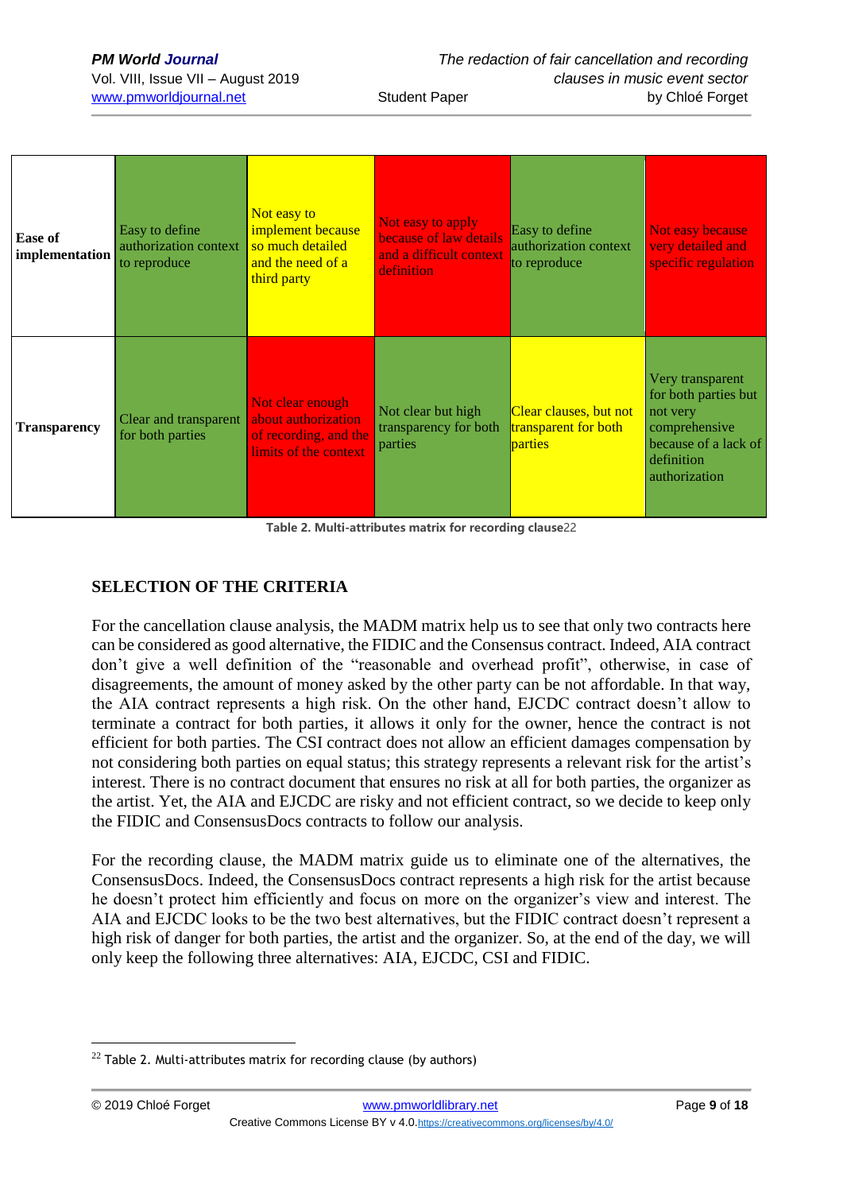| | | | | | |
|---|---|---|---|---|---|
| **Ease of implementation** | Easy to define authorization context to reproduce | Not easy to implement because so much detailed and the need of a third party | Not easy to apply because of law details and a difficult context definition | Easy to define authorization context to reproduce | Not easy because very detailed and specific regulation |
| **Transparency** | Clear and transparent for both parties | Not clear enough about authorization of recording, and the limits of the context | Not clear but high transparency for both parties | Clear clauses, but not transparent for both parties | Very transparent for both parties but not very comprehensive because of a lack of definition authorization |

**Table 2. Multi-attributes matrix for recording clause**[22]

## SELECTION OF THE CRITERIA

For the cancellation clause analysis, the MADM matrix help us to see that only two contracts here can be considered as good alternative, the FIDIC and the Consensus contract. Indeed, AIA contract don't give a well definition of the "reasonable and overhead profit", otherwise, in case of disagreements, the amount of money asked by the other party can be not affordable. In that way, the AIA contract represents a high risk. On the other hand, EJCDC contract doesn't allow to terminate a contract for both parties, it allows it only for the owner, hence the contract is not efficient for both parties. The CSI contract does not allow an efficient damages compensation by not considering both parties on equal status; this strategy represents a relevant risk for the artist's interest. There is no contract document that ensures no risk at all for both parties, the organizer as the artist. Yet, the AIA and EJCDC are risky and not efficient contract, so we decide to keep only the FIDIC and ConsensusDocs contracts to follow our analysis.

For the recording clause, the MADM matrix guide us to eliminate one of the alternatives, the ConsensusDocs. Indeed, the ConsensusDocs contract represents a high risk for the artist because he doesn't protect him efficiently and focus on more on the organizer's view and interest. The AIA and EJCDC looks to be the two best alternatives, but the FIDIC contract doesn't represent a high risk of danger for both parties, the artist and the organizer. So, at the end of the day, we will only keep the following three alternatives: AIA, EJCDC, CSI and FIDIC.

[22] Table 2. Multi-attributes matrix for recording clause (by authors)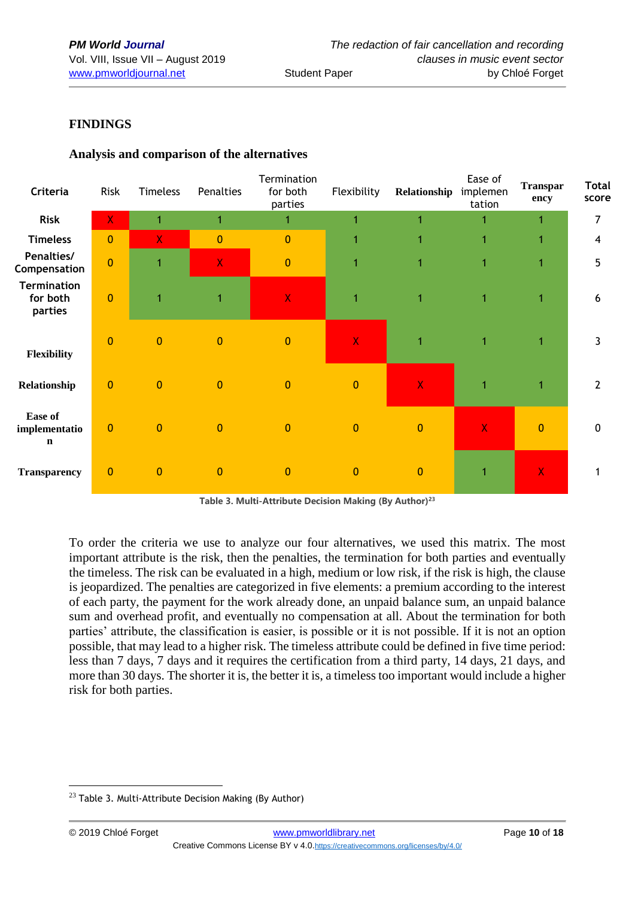## FINDINGS

### Analysis and comparison of the alternatives

| Criteria | Risk | Timeless | Penalties | Termination for both parties | Flexibility | Relationship | Ease of implementation | Transparency | Total score |
|---|---|---|---|---|---|---|---|---|---|
| Risk | X | 1 | 1 | 1 | 1 | 1 | 1 | 1 | 7 |
| Timeless | 0 | X | 0 | 0 | 1 | 1 | 1 | 1 | 4 |
| Penalties/ Compensation | 0 | 1 | X | 0 | 1 | 1 | 1 | 1 | 5 |
| Termination for both parties | 0 | 1 | 1 | X | 1 | 1 | 1 | 1 | 6 |
| Flexibility | 0 | 0 | 0 | 0 | X | 1 | 1 | 1 | 3 |
| Relationship | 0 | 0 | 0 | 0 | 0 | X | 1 | 1 | 2 |
| Ease of implementation | 0 | 0 | 0 | 0 | 0 | 0 | X | 0 | 0 |
| Transparency | 0 | 0 | 0 | 0 | 0 | 0 | 1 | X | 1 |

**Table 3. Multi-Attribute Decision Making (By Author)**[23]

To order the criteria we use to analyze our four alternatives, we used this matrix. The most important attribute is the risk, then the penalties, the termination for both parties and eventually the timeless. The risk can be evaluated in a high, medium or low risk, if the risk is high, the clause is jeopardized. The penalties are categorized in five elements: a premium according to the interest of each party, the payment for the work already done, an unpaid balance sum, an unpaid balance sum and overhead profit, and eventually no compensation at all. About the termination for both parties' attribute, the classification is easier, is possible or it is not possible. If it is not an option possible, that may lead to a higher risk. The timeless attribute could be defined in five time period: less than 7 days, 7 days and it requires the certification from a third party, 14 days, 21 days, and more than 30 days. The shorter it is, the better it is, a timeless too important would include a higher risk for both parties.

[23] Table 3. Multi-Attribute Decision Making (By Author)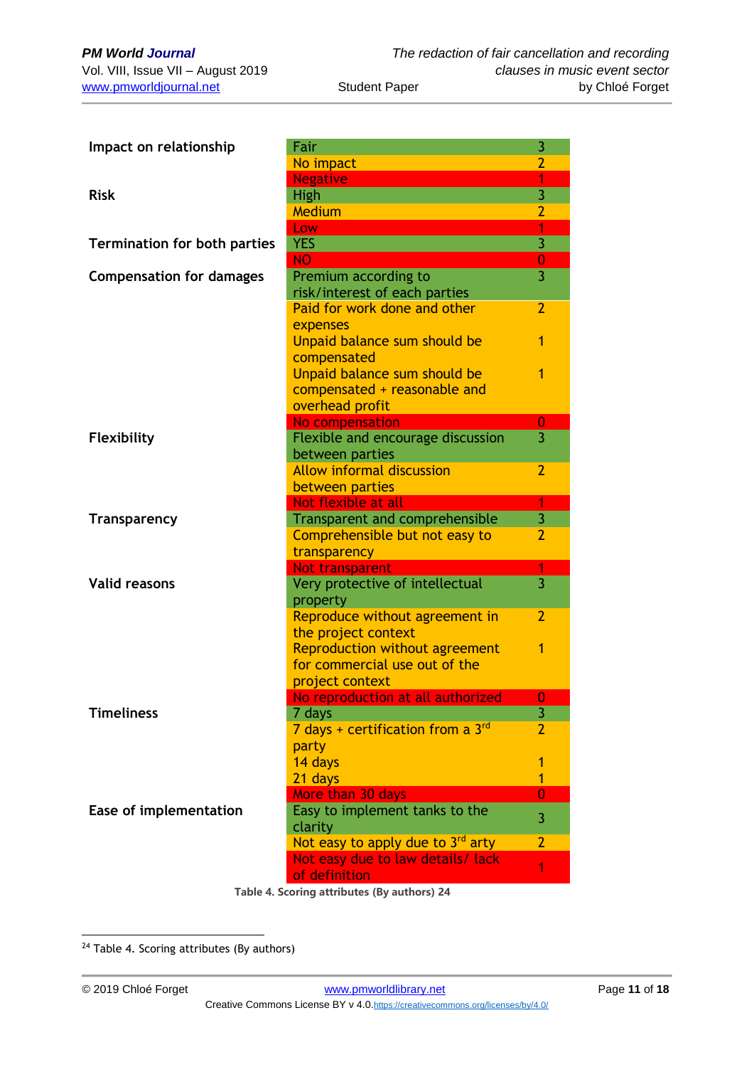| Attribute | Description | Score |
|---|---|---|
| Impact on relationship | Fair | 3 |
| | No impact | 2 |
| | Negative | 1 |
| Risk | High | 3 |
| | Medium | 2 |
| | Low | 1 |
| Termination for both parties | YES | 3 |
| | NO | 0 |
| Compensation for damages | Premium according to risk/interest of each parties | 3 |
| | Paid for work done and other expenses | 2 |
| | Unpaid balance sum should be compensated | 1 |
| | Unpaid balance sum should be compensated + reasonable and overhead profit | 1 |
| | No compensation | 0 |
| Flexibility | Flexible and encourage discussion between parties | 3 |
| | Allow informal discussion between parties | 2 |
| | Not flexible at all | 1 |
| Transparency | Transparent and comprehensible | 3 |
| | Comprehensible but not easy to transparency | 2 |
| | Not transparent | 1 |
| Valid reasons | Very protective of intellectual property | 3 |
| | Reproduce without agreement in the project context | 2 |
| | Reproduction without agreement for commercial use out of the project context | 1 |
| | No reproduction at all authorized | 0 |
| Timeliness | 7 days | 3 |
| | 7 days + certification from a 3rd party | 2 |
| | 14 days | 1 |
| | 21 days | 1 |
| | More than 30 days | 0 |
| Ease of implementation | Easy to implement tanks to the clarity | 3 |
| | Not easy to apply due to 3rd arty | 2 |
| | Not easy due to law details/ lack of definition | 1 |

**Table 4. Scoring attributes (By authors) 24**

[24] Table 4. Scoring attributes (By authors)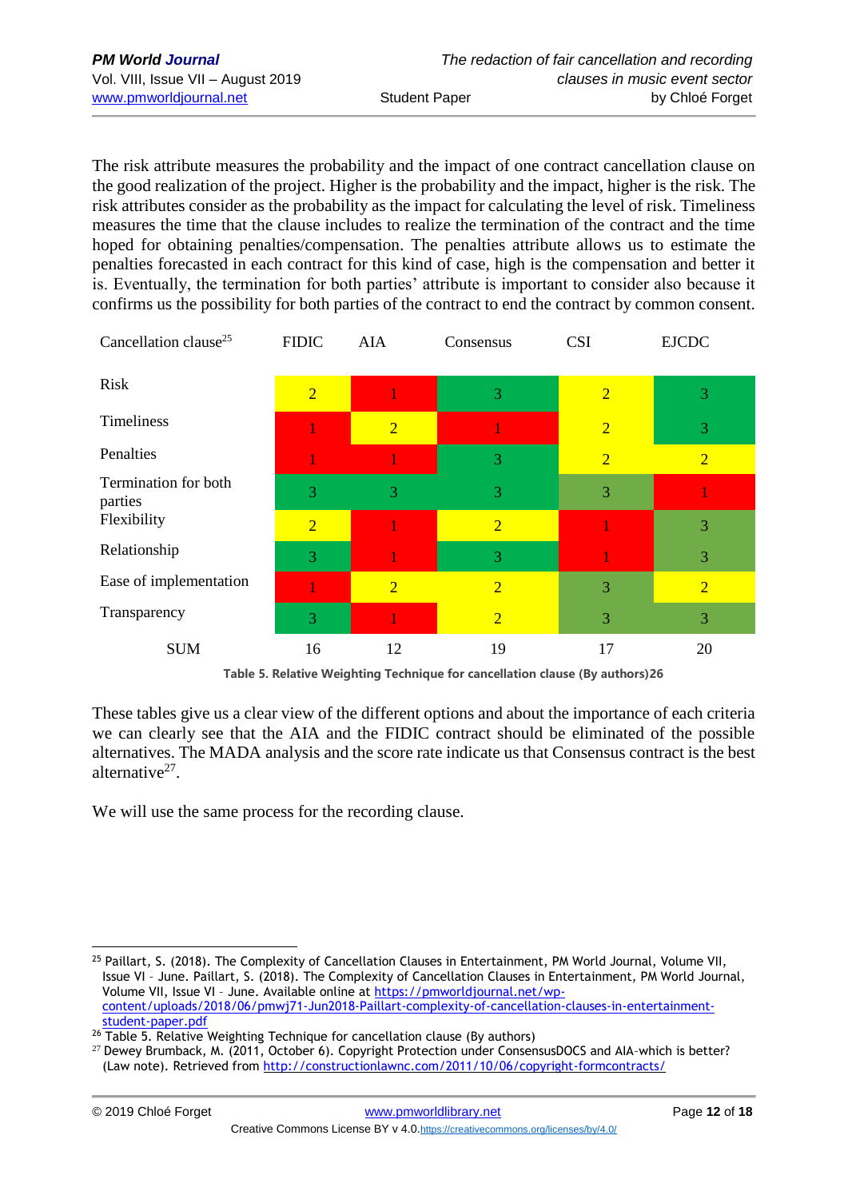The risk attribute measures the probability and the impact of one contract cancellation clause on the good realization of the project. Higher is the probability and the impact, higher is the risk. The risk attributes consider as the probability as the impact for calculating the level of risk. Timeliness measures the time that the clause includes to realize the termination of the contract and the time hoped for obtaining penalties/compensation. The penalties attribute allows us to estimate the penalties forecasted in each contract for this kind of case, high is the compensation and better it is. Eventually, the termination for both parties' attribute is important to consider also because it confirms us the possibility for both parties of the contract to end the contract by common consent.

| Cancellation clause[25] | FIDIC | AIA | Consensus | CSI | EJCDC |
|---|---|---|---|---|---|
| Risk | 2 | 1 | 3 | 2 | 3 |
| Timeliness | 1 | 2 | 1 | 2 | 3 |
| Penalties | 1 | 1 | 3 | 2 | 2 |
| Termination for both parties | 3 | 3 | 3 | 3 | 1 |
| Flexibility | 2 | 1 | 2 | 1 | 3 |
| Relationship | 3 | 1 | 3 | 1 | 3 |
| Ease of implementation | 1 | 2 | 2 | 3 | 2 |
| Transparency | 3 | 1 | 2 | 3 | 3 |
| SUM | 16 | 12 | 19 | 17 | 20 |

**Table 5. Relative Weighting Technique for cancellation clause (By authors)26**

These tables give us a clear view of the different options and about the importance of each criteria we can clearly see that the AIA and the FIDIC contract should be eliminated of the possible alternatives. The MADA analysis and the score rate indicate us that Consensus contract is the best alternative[27].

We will use the same process for the recording clause.

[25] Paillart, S. (2018). The Complexity of Cancellation Clauses in Entertainment, PM World Journal, Volume VII, Issue VI – June. Paillart, S. (2018). The Complexity of Cancellation Clauses in Entertainment, PM World Journal, Volume VII, Issue VI – June. Available online at https://pmworldjournal.net/wp-content/uploads/2018/06/pmwj71-Jun2018-Paillart-complexity-of-cancellation-clauses-in-entertainment-student-paper.pdf

[26] Table 5. Relative Weighting Technique for cancellation clause (By authors)

[27] Dewey Brumback, M. (2011, October 6). Copyright Protection under ConsensusDOCS and AIA-which is better? (Law note). Retrieved from http://constructionlawnc.com/2011/10/06/copyright-formcontracts/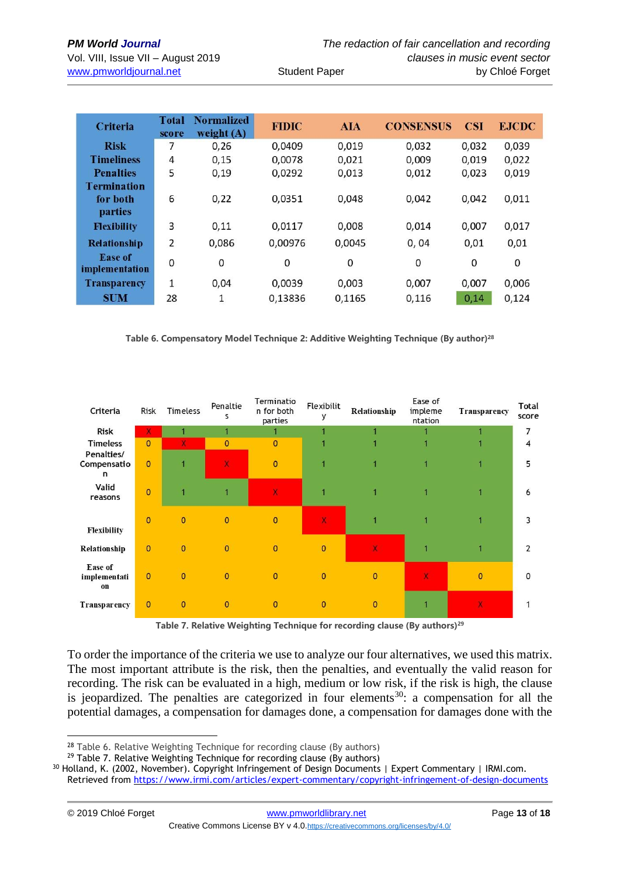| Criteria | Total score | Normalized weight (A) | FIDIC | AIA | CONSENSUS | CSI | EJCDC |
|---|---|---|---|---|---|---|---|
| Risk | 7 | 0,26 | 0,0409 | 0,019 | 0,032 | 0,032 | 0,039 |
| Timeliness | 4 | 0,15 | 0,0078 | 0,021 | 0,009 | 0,019 | 0,022 |
| Penalties | 5 | 0,19 | 0,0292 | 0,013 | 0,012 | 0,023 | 0,019 |
| Termination for both parties | 6 | 0,22 | 0,0351 | 0,048 | 0,042 | 0,042 | 0,011 |
| Flexibility | 3 | 0,11 | 0,0117 | 0,008 | 0,014 | 0,007 | 0,017 |
| Relationship | 2 | 0,086 | 0,00976 | 0,0045 | 0, 04 | 0,01 | 0,01 |
| Ease of implementation | 0 | 0 | 0 | 0 | 0 | 0 | 0 |
| Transparency | 1 | 0,04 | 0,0039 | 0,003 | 0,007 | 0,007 | 0,006 |
| SUM | 28 | 1 | 0,13836 | 0,1165 | 0,116 | 0,14 | 0,124 |

**Table 6. Compensatory Model Technique 2: Additive Weighting Technique (By author)**[28]

| Criteria | Risk | Timeless | Penalties | Termination for both parties | Flexibility | Relationship | Ease of implementation | Transparency | Total score |
|---|---|---|---|---|---|---|---|---|---|
| Risk | X | 1 | 1 | 1 | 1 | 1 | 1 | 1 | 7 |
| Timeless | 0 | X | 0 | 0 | 1 | 1 | 1 | 1 | 4 |
| Penalties/ Compensation | 0 | 1 | X | 0 | 1 | 1 | 1 | 1 | 5 |
| Valid reasons | 0 | 1 | 1 | X | 1 | 1 | 1 | 1 | 6 |
| Flexibility | 0 | 0 | 0 | 0 | X | 1 | 1 | 1 | 3 |
| Relationship | 0 | 0 | 0 | 0 | 0 | X | 1 | 1 | 2 |
| Ease of implementation | 0 | 0 | 0 | 0 | 0 | 0 | X | 0 | 0 |
| Transparency | 0 | 0 | 0 | 0 | 0 | 0 | 1 | X | 1 |

**Table 7. Relative Weighting Technique for recording clause (By authors)**[29]

To order the importance of the criteria we use to analyze our four alternatives, we used this matrix. The most important attribute is the risk, then the penalties, and eventually the valid reason for recording. The risk can be evaluated in a high, medium or low risk, if the risk is high, the clause is jeopardized. The penalties are categorized in four elements[30]: a compensation for all the potential damages, a compensation for damages done, a compensation for damages done with the

---

[28] Table 6. Relative Weighting Technique for recording clause (By authors)

[29] Table 7. Relative Weighting Technique for recording clause (By authors)

[30] Holland, K. (2002, November). Copyright Infringement of Design Documents | Expert Commentary | IRMI.com. Retrieved from https://www.irmi.com/articles/expert-commentary/copyright-infringement-of-design-documents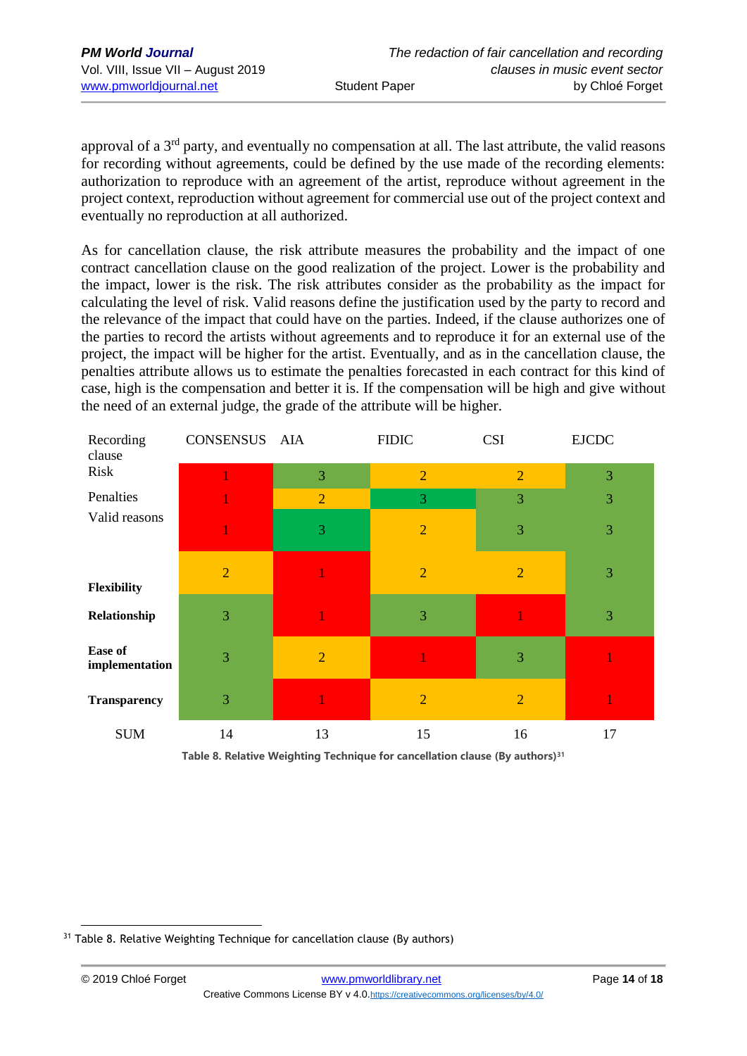approval of a 3rd party, and eventually no compensation at all. The last attribute, the valid reasons for recording without agreements, could be defined by the use made of the recording elements: authorization to reproduce with an agreement of the artist, reproduce without agreement in the project context, reproduction without agreement for commercial use out of the project context and eventually no reproduction at all authorized.

As for cancellation clause, the risk attribute measures the probability and the impact of one contract cancellation clause on the good realization of the project. Lower is the probability and the impact, lower is the risk. The risk attributes consider as the probability as the impact for calculating the level of risk. Valid reasons define the justification used by the party to record and the relevance of the impact that could have on the parties. Indeed, if the clause authorizes one of the parties to record the artists without agreements and to reproduce it for an external use of the project, the impact will be higher for the artist. Eventually, and as in the cancellation clause, the penalties attribute allows us to estimate the penalties forecasted in each contract for this kind of case, high is the compensation and better it is. If the compensation will be high and give without the need of an external judge, the grade of the attribute will be higher.

| Recording clause | CONSENSUS | AIA | FIDIC | CSI | EJCDC |
|---|---|---|---|---|---|
| Risk | 1 | 3 | 2 | 2 | 3 |
| Penalties | 1 | 2 | 3 | 3 | 3 |
| Valid reasons | 1 | 3 | 2 | 3 | 3 |
| **Flexibility** | 2 | 1 | 2 | 2 | 3 |
| **Relationship** | 3 | 1 | 3 | 1 | 3 |
| **Ease of implementation** | 3 | 2 | 1 | 3 | 1 |
| **Transparency** | 3 | 1 | 2 | 2 | 1 |
| SUM | 14 | 13 | 15 | 16 | 17 |

**Table 8. Relative Weighting Technique for cancellation clause (By authors)**[31]

[31] Table 8. Relative Weighting Technique for cancellation clause (By authors)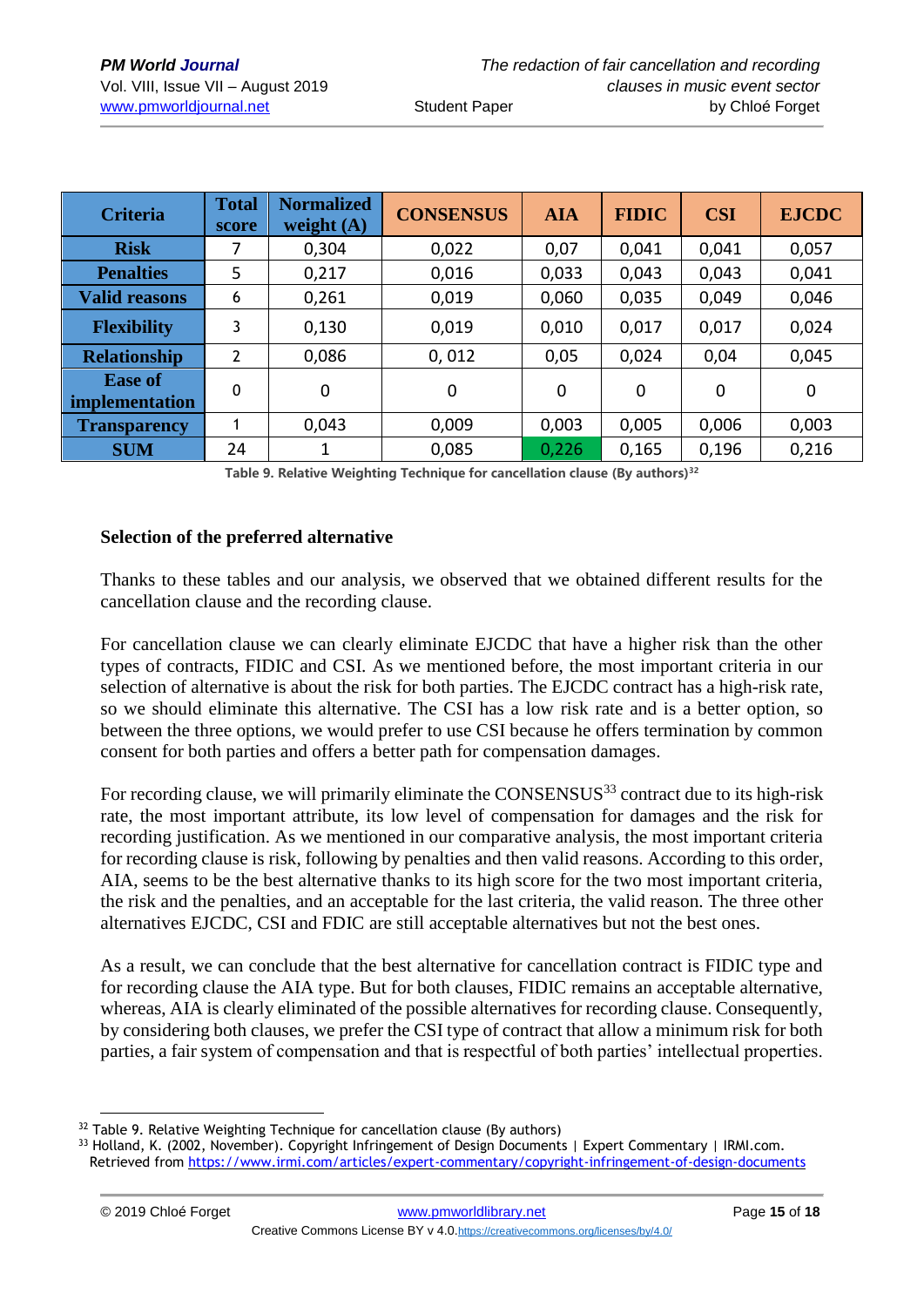| Criteria | Total score | Normalized weight (A) | CONSENSUS | AIA | FIDIC | CSI | EJCDC |
|---|---|---|---|---|---|---|---|
| Risk | 7 | 0,304 | 0,022 | 0,07 | 0,041 | 0,041 | 0,057 |
| Penalties | 5 | 0,217 | 0,016 | 0,033 | 0,043 | 0,043 | 0,041 |
| Valid reasons | 6 | 0,261 | 0,019 | 0,060 | 0,035 | 0,049 | 0,046 |
| Flexibility | 3 | 0,130 | 0,019 | 0,010 | 0,017 | 0,017 | 0,024 |
| Relationship | 2 | 0,086 | 0, 012 | 0,05 | 0,024 | 0,04 | 0,045 |
| Ease of implementation | 0 | 0 | 0 | 0 | 0 | 0 | 0 |
| Transparency | 1 | 0,043 | 0,009 | 0,003 | 0,005 | 0,006 | 0,003 |
| SUM | 24 | 1 | 0,085 | 0,226 | 0,165 | 0,196 | 0,216 |

Table 9. Relative Weighting Technique for cancellation clause (By authors)[32]

### Selection of the preferred alternative

Thanks to these tables and our analysis, we observed that we obtained different results for the cancellation clause and the recording clause.

For cancellation clause we can clearly eliminate EJCDC that have a higher risk than the other types of contracts, FIDIC and CSI. As we mentioned before, the most important criteria in our selection of alternative is about the risk for both parties. The EJCDC contract has a high-risk rate, so we should eliminate this alternative. The CSI has a low risk rate and is a better option, so between the three options, we would prefer to use CSI because he offers termination by common consent for both parties and offers a better path for compensation damages.

For recording clause, we will primarily eliminate the CONSENSUS[33] contract due to its high-risk rate, the most important attribute, its low level of compensation for damages and the risk for recording justification. As we mentioned in our comparative analysis, the most important criteria for recording clause is risk, following by penalties and then valid reasons. According to this order, AIA, seems to be the best alternative thanks to its high score for the two most important criteria, the risk and the penalties, and an acceptable for the last criteria, the valid reason. The three other alternatives EJCDC, CSI and FDIC are still acceptable alternatives but not the best ones.

As a result, we can conclude that the best alternative for cancellation contract is FIDIC type and for recording clause the AIA type. But for both clauses, FIDIC remains an acceptable alternative, whereas, AIA is clearly eliminated of the possible alternatives for recording clause. Consequently, by considering both clauses, we prefer the CSI type of contract that allow a minimum risk for both parties, a fair system of compensation and that is respectful of both parties' intellectual properties.

---

[32] Table 9. Relative Weighting Technique for cancellation clause (By authors)

[33] Holland, K. (2002, November). Copyright Infringement of Design Documents | Expert Commentary | IRMI.com. Retrieved from https://www.irmi.com/articles/expert-commentary/copyright-infringement-of-design-documents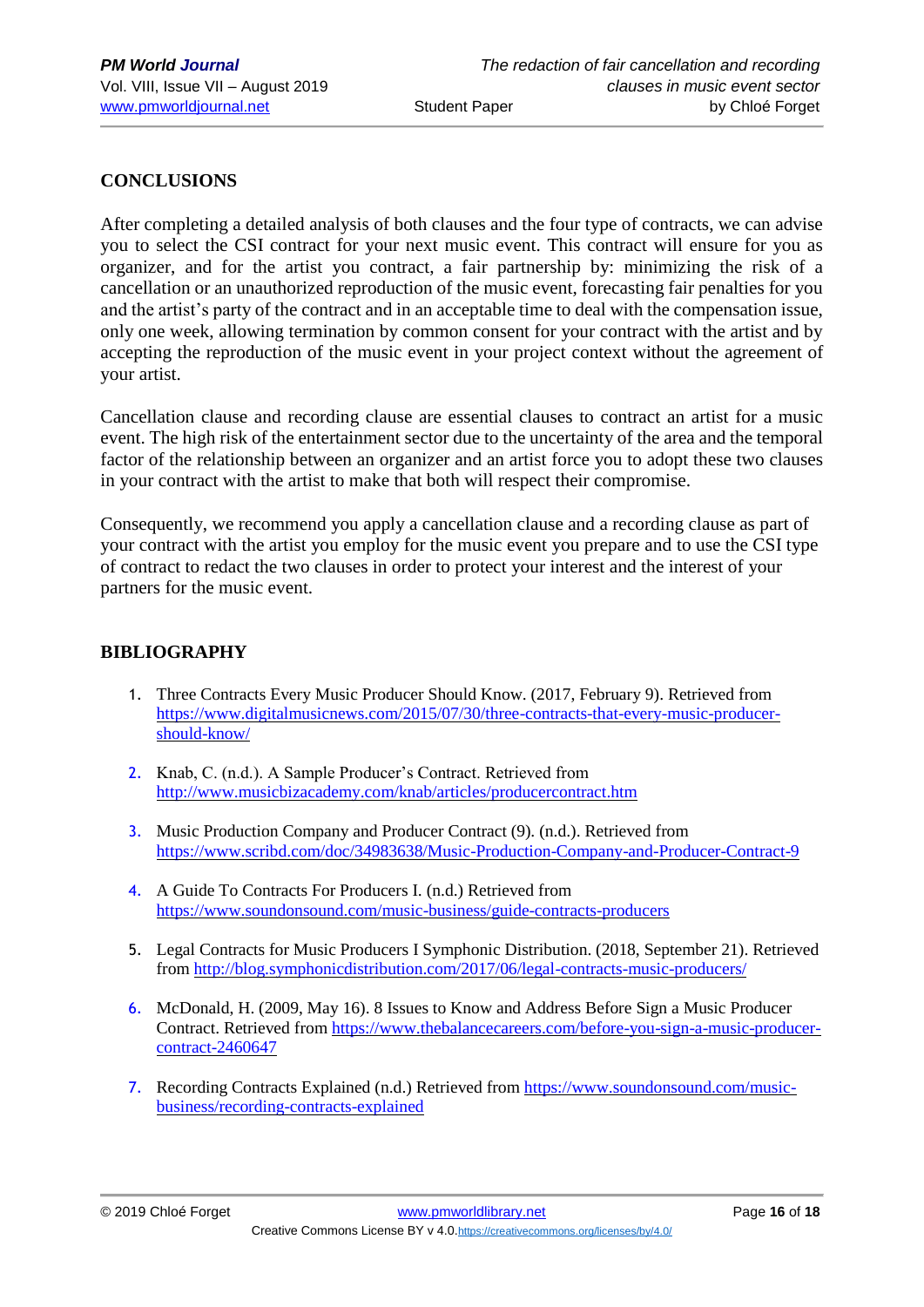## CONCLUSIONS

After completing a detailed analysis of both clauses and the four type of contracts, we can advise you to select the CSI contract for your next music event. This contract will ensure for you as organizer, and for the artist you contract, a fair partnership by: minimizing the risk of a cancellation or an unauthorized reproduction of the music event, forecasting fair penalties for you and the artist's party of the contract and in an acceptable time to deal with the compensation issue, only one week, allowing termination by common consent for your contract with the artist and by accepting the reproduction of the music event in your project context without the agreement of your artist.

Cancellation clause and recording clause are essential clauses to contract an artist for a music event. The high risk of the entertainment sector due to the uncertainty of the area and the temporal factor of the relationship between an organizer and an artist force you to adopt these two clauses in your contract with the artist to make that both will respect their compromise.

Consequently, we recommend you apply a cancellation clause and a recording clause as part of your contract with the artist you employ for the music event you prepare and to use the CSI type of contract to redact the two clauses in order to protect your interest and the interest of your partners for the music event.

## BIBLIOGRAPHY

1. Three Contracts Every Music Producer Should Know. (2017, February 9). Retrieved from https://www.digitalmusicnews.com/2015/07/30/three-contracts-that-every-music-producer-should-know/

2. Knab, C. (n.d.). A Sample Producer's Contract. Retrieved from http://www.musicbizacademy.com/knab/articles/producercontract.htm

3. Music Production Company and Producer Contract (9). (n.d.). Retrieved from https://www.scribd.com/doc/34983638/Music-Production-Company-and-Producer-Contract-9

4. A Guide To Contracts For Producers I. (n.d.) Retrieved from https://www.soundonsound.com/music-business/guide-contracts-producers

5. Legal Contracts for Music Producers I Symphonic Distribution. (2018, September 21). Retrieved from http://blog.symphonicdistribution.com/2017/06/legal-contracts-music-producers/

6. McDonald, H. (2009, May 16). 8 Issues to Know and Address Before Sign a Music Producer Contract. Retrieved from https://www.thebalancecareers.com/before-you-sign-a-music-producer-contract-2460647

7. Recording Contracts Explained (n.d.) Retrieved from https://www.soundonsound.com/music-business/recording-contracts-explained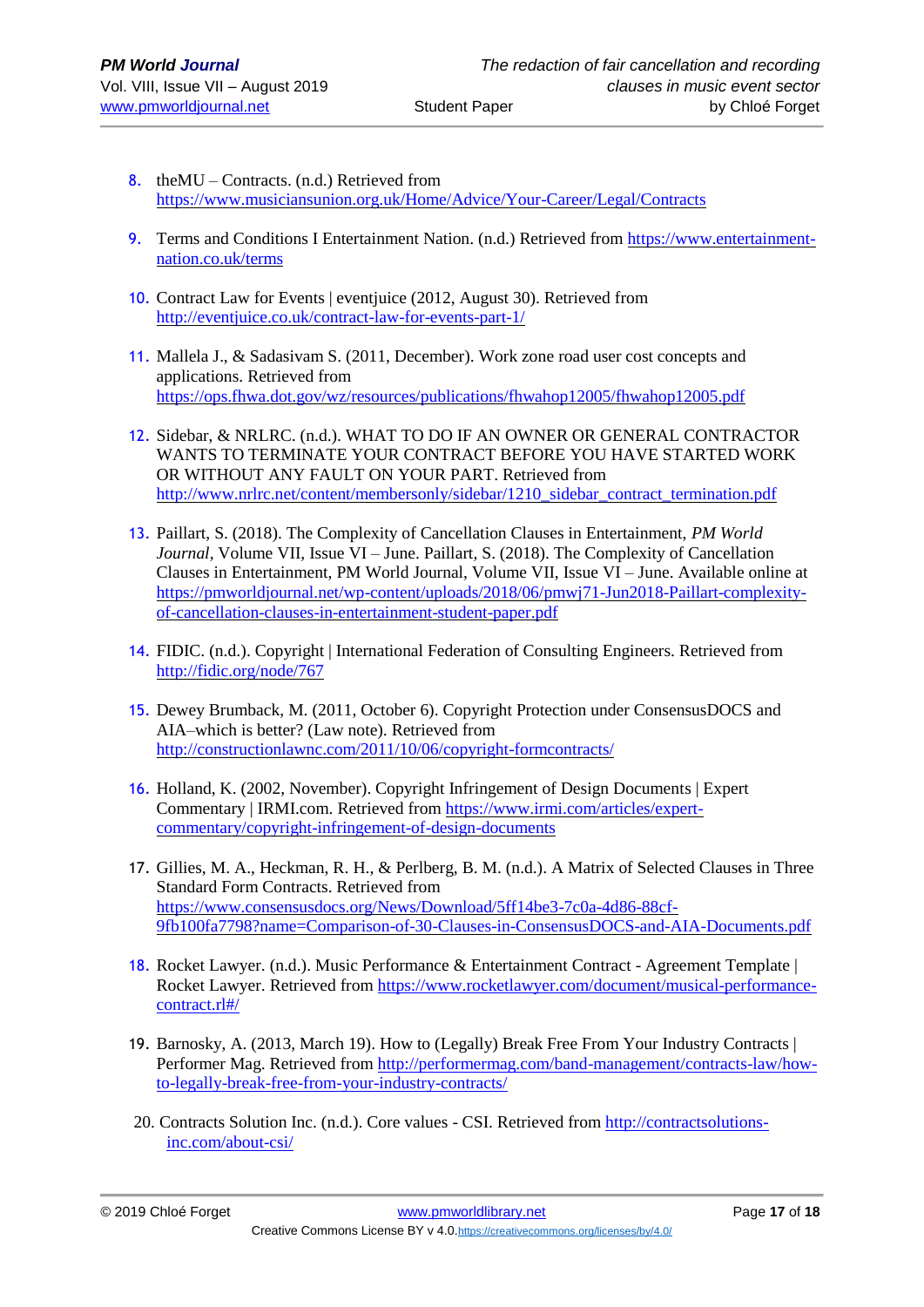8. theMU – Contracts. (n.d.) Retrieved from https://www.musiciansunion.org.uk/Home/Advice/Your-Career/Legal/Contracts

9. Terms and Conditions I Entertainment Nation. (n.d.) Retrieved from https://www.entertainment-nation.co.uk/terms

10. Contract Law for Events | eventjuice (2012, August 30). Retrieved from http://eventjuice.co.uk/contract-law-for-events-part-1/

11. Mallela J., & Sadasivam S. (2011, December). Work zone road user cost concepts and applications. Retrieved from https://ops.fhwa.dot.gov/wz/resources/publications/fhwahop12005/fhwahop12005.pdf

12. Sidebar, & NRLRC. (n.d.). WHAT TO DO IF AN OWNER OR GENERAL CONTRACTOR WANTS TO TERMINATE YOUR CONTRACT BEFORE YOU HAVE STARTED WORK OR WITHOUT ANY FAULT ON YOUR PART. Retrieved from http://www.nrlrc.net/content/membersonly/sidebar/1210_sidebar_contract_termination.pdf

13. Paillart, S. (2018). The Complexity of Cancellation Clauses in Entertainment, *PM World Journal*, Volume VII, Issue VI – June. Paillart, S. (2018). The Complexity of Cancellation Clauses in Entertainment, PM World Journal, Volume VII, Issue VI – June. Available online at https://pmworldjournal.net/wp-content/uploads/2018/06/pmwj71-Jun2018-Paillart-complexity-of-cancellation-clauses-in-entertainment-student-paper.pdf

14. FIDIC. (n.d.). Copyright | International Federation of Consulting Engineers. Retrieved from http://fidic.org/node/767

15. Dewey Brumback, M. (2011, October 6). Copyright Protection under ConsensusDOCS and AIA–which is better? (Law note). Retrieved from http://constructionlawnc.com/2011/10/06/copyright-formcontracts/

16. Holland, K. (2002, November). Copyright Infringement of Design Documents | Expert Commentary | IRMI.com. Retrieved from https://www.irmi.com/articles/expert-commentary/copyright-infringement-of-design-documents

17. Gillies, M. A., Heckman, R. H., & Perlberg, B. M. (n.d.). A Matrix of Selected Clauses in Three Standard Form Contracts. Retrieved from https://www.consensusdocs.org/News/Download/5ff14be3-7c0a-4d86-88cf-9fb100fa7798?name=Comparison-of-30-Clauses-in-ConsensusDOCS-and-AIA-Documents.pdf

18. Rocket Lawyer. (n.d.). Music Performance & Entertainment Contract - Agreement Template | Rocket Lawyer. Retrieved from https://www.rocketlawyer.com/document/musical-performance-contract.rl#/

19. Barnosky, A. (2013, March 19). How to (Legally) Break Free From Your Industry Contracts | Performer Mag. Retrieved from http://performermag.com/band-management/contracts-law/how-to-legally-break-free-from-your-industry-contracts/

20. Contracts Solution Inc. (n.d.). Core values - CSI. Retrieved from http://contractsolutions-inc.com/about-csi/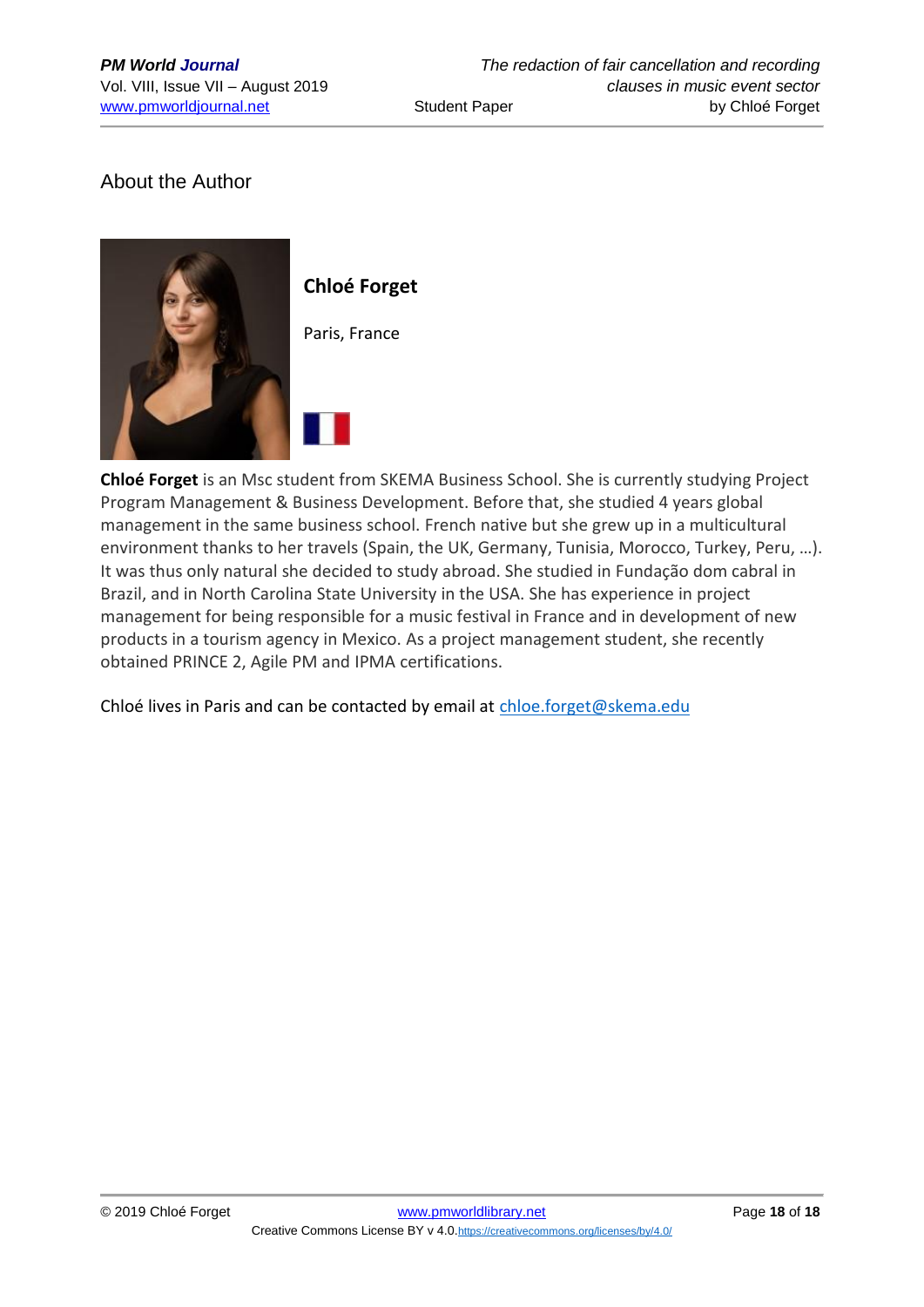## About the Author

**Chloé Forget**

Paris, France

**Chloé Forget** is an Msc student from SKEMA Business School. She is currently studying Project Program Management & Business Development. Before that, she studied 4 years global management in the same business school. French native but she grew up in a multicultural environment thanks to her travels (Spain, the UK, Germany, Tunisia, Morocco, Turkey, Peru, …). It was thus only natural she decided to study abroad. She studied in Fundação dom cabral in Brazil, and in North Carolina State University in the USA. She has experience in project management for being responsible for a music festival in France and in development of new products in a tourism agency in Mexico. As a project management student, she recently obtained PRINCE 2, Agile PM and IPMA certifications.

Chloé lives in Paris and can be contacted by email at chloe.forget@skema.edu